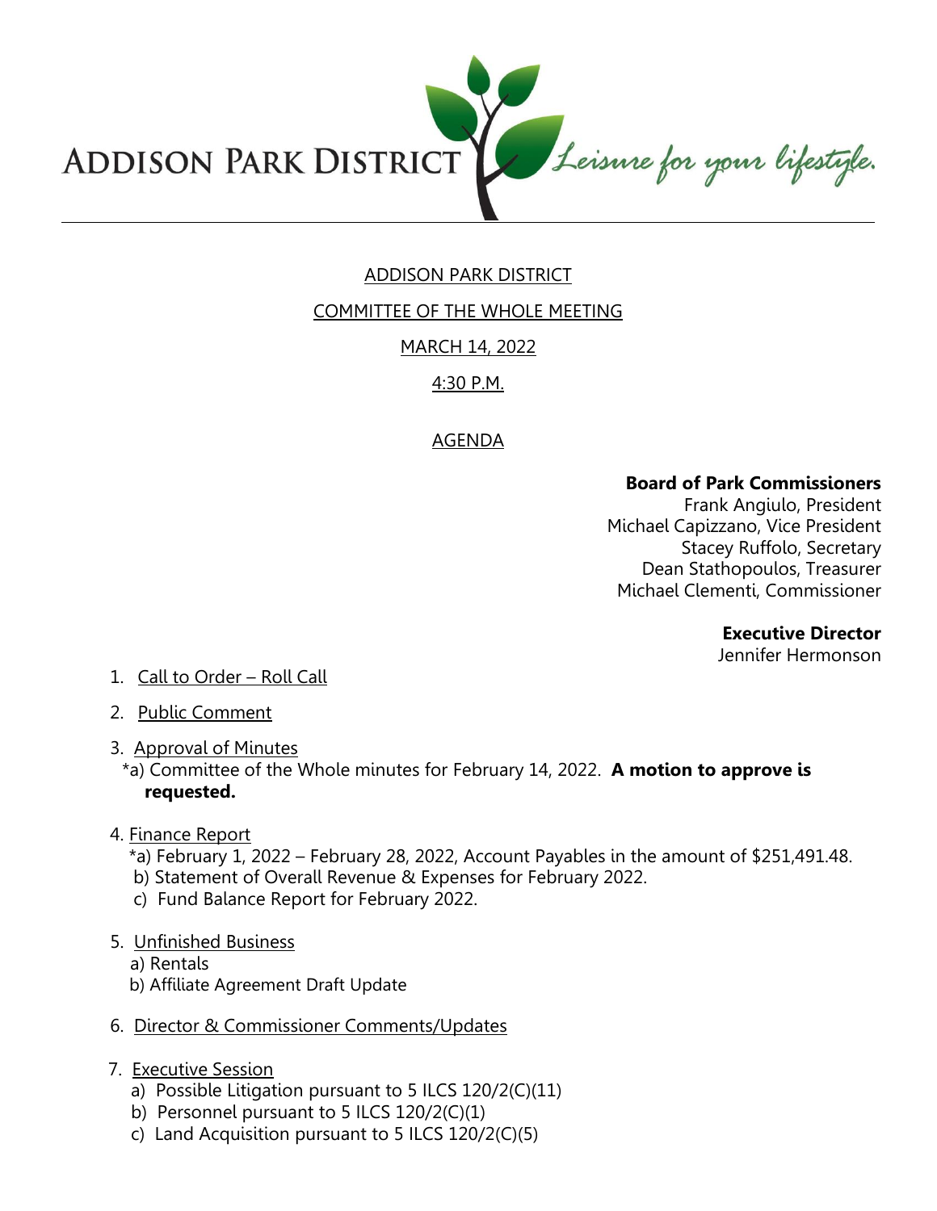ADDISON PARK DISTRICT *Leisure for your lifestyle.*

# ADDISON PARK DISTRICT

## COMMITTEE OF THE WHOLE MEETING

## MARCH 14, 2022

## 4:30 P.M.

## AGENDA

**Board of Park Commissioners**
Frank Angiulo, President
Michael Capizzano, Vice President
Stacey Ruffolo, Secretary
Dean Stathopoulos, Treasurer
Michael Clementi, Commissioner

**Executive Director**
Jennifer Hermonson

1. Call to Order – Roll Call
2. Public Comment
3. Approval of Minutes
   *a) Committee of the Whole minutes for February 14, 2022. **A motion to approve is requested.**
4. Finance Report
   *a) February 1, 2022 – February 28, 2022, Account Payables in the amount of $251,491.48.
   b) Statement of Overall Revenue & Expenses for February 2022.
   c) Fund Balance Report for February 2022.
5. Unfinished Business
   a) Rentals
   b) Affiliate Agreement Draft Update
6. Director & Commissioner Comments/Updates
7. Executive Session
   a) Possible Litigation pursuant to 5 ILCS 120/2(C)(11)
   b) Personnel pursuant to 5 ILCS 120/2(C)(1)
   c) Land Acquisition pursuant to 5 ILCS 120/2(C)(5)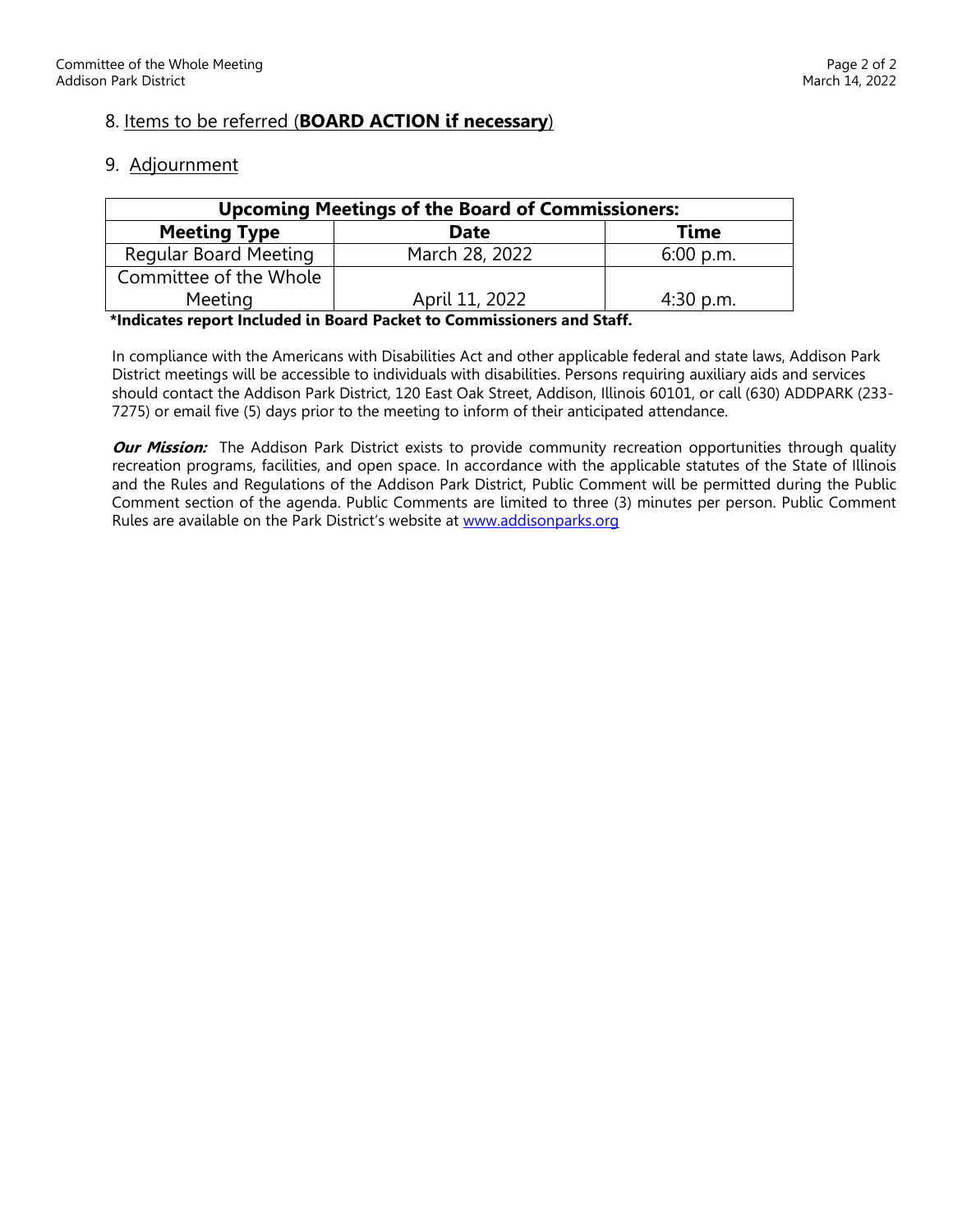8. Items to be referred (**BOARD ACTION if necessary**)

9. Adjournment

| Upcoming Meetings of the Board of Commissioners: | | |
|---|---|---|
| **Meeting Type** | **Date** | **Time** |
| Regular Board Meeting | March 28, 2022 | 6:00 p.m. |
| Committee of the Whole Meeting | April 11, 2022 | 4:30 p.m. |

**\*Indicates report Included in Board Packet to Commissioners and Staff.**

In compliance with the Americans with Disabilities Act and other applicable federal and state laws, Addison Park District meetings will be accessible to individuals with disabilities. Persons requiring auxiliary aids and services should contact the Addison Park District, 120 East Oak Street, Addison, Illinois 60101, or call (630) ADDPARK (233-7275) or email five (5) days prior to the meeting to inform of their anticipated attendance.

***Our Mission:*** The Addison Park District exists to provide community recreation opportunities through quality recreation programs, facilities, and open space. In accordance with the applicable statutes of the State of Illinois and the Rules and Regulations of the Addison Park District, Public Comment will be permitted during the Public Comment section of the agenda. Public Comments are limited to three (3) minutes per person. Public Comment Rules are available on the Park District's website at www.addisonparks.org